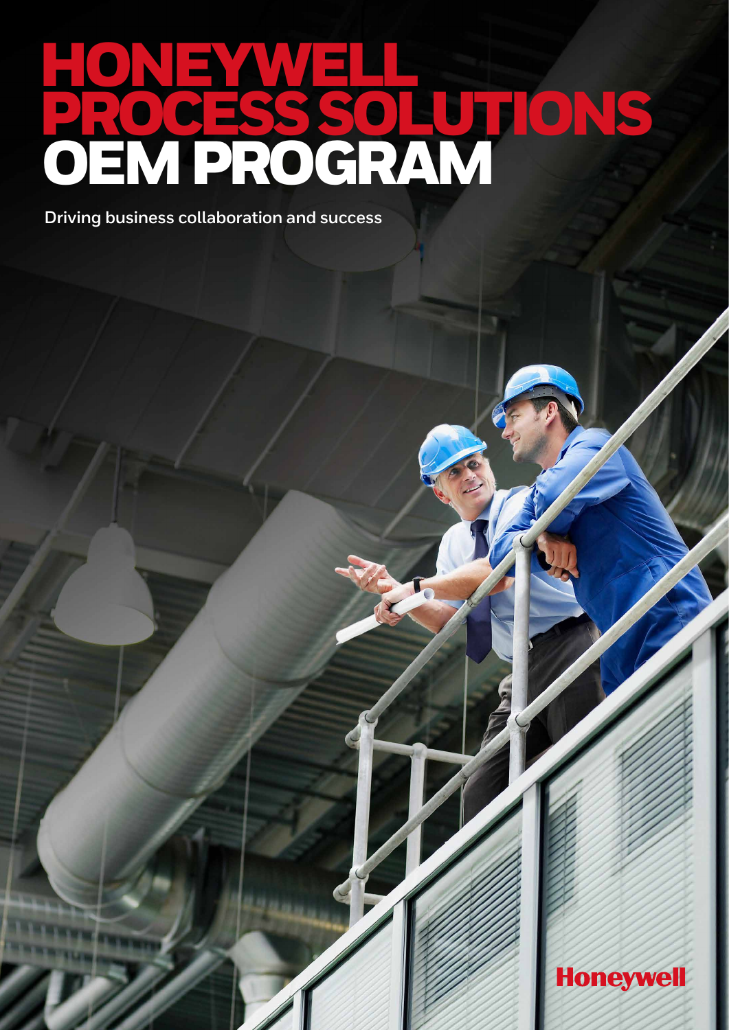# HONEYWELL PROCESS SOLUTIONS OEM PROGRAM

Driving business collaboration and success

Honeywell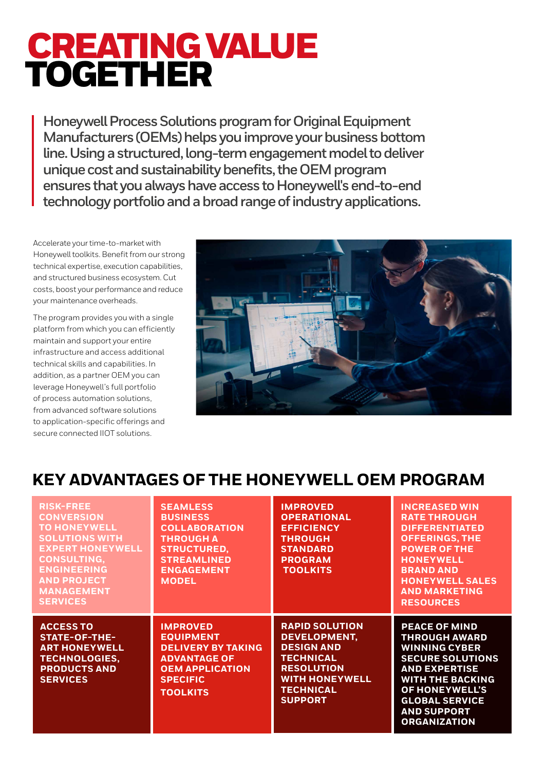# CREATING VALUE TOGETHER

**Honeywell Process Solutions program for Original Equipment Manufacturers (OEMs) helps you improve your business bottom line. Using a structured, long-term engagement model to deliver unique cost and sustainability benefits, the OEM program ensures that you always have access to Honeywell's end-to-end technology portfolio and a broad range of industry applications.**

Accelerate your time-to-market with Honeywell toolkits. Benefit from our strong technical expertise, execution capabilities, and structured business ecosystem. Cut costs, boost your performance and reduce your maintenance overheads.

The program provides you with a single platform from which you can efficiently maintain and support your entire infrastructure and access additional technical skills and capabilities. In addition, as a partner OEM you can leverage Honeywell's full portfolio of process automation solutions, from advanced software solutions to application-specific offerings and secure connected IIOT solutions.

## KEY ADVANTAGES OF THE HONEYWELL OEM PROGRAM

- RISK-FREE CONVERSION TO HONEYWELL SOLUTIONS WITH EXPERT HONEYWELL CONSULTING, ENGINEERING AND PROJECT MANAGEMENT SERVICES
- SEAMLESS BUSINESS COLLABORATION THROUGH A STRUCTURED, STREAMLINED ENGAGEMENT MODEL
- IMPROVED OPERATIONAL EFFICIENCY THROUGH STANDARD PROGRAM TOOLKITS
- INCREASED WIN RATE THROUGH DIFFERENTIATED OFFERINGS, THE POWER OF THE HONEYWELL BRAND AND HONEYWELL SALES AND MARKETING RESOURCES
- ACCESS TO STATE-OF-THE-ART HONEYWELL TECHNOLOGIES, PRODUCTS AND SERVICES
- IMPROVED EQUIPMENT DELIVERY BY TAKING ADVANTAGE OF OEM APPLICATION SPECIFIC TOOLKITS
- RAPID SOLUTION DEVELOPMENT, DESIGN AND TECHNICAL RESOLUTION WITH HONEYWELL TECHNICAL SUPPORT
- PEACE OF MIND THROUGH AWARD WINNING CYBER SECURE SOLUTIONS AND EXPERTISE WITH THE BACKING OF HONEYWELL'S GLOBAL SERVICE AND SUPPORT ORGANIZATION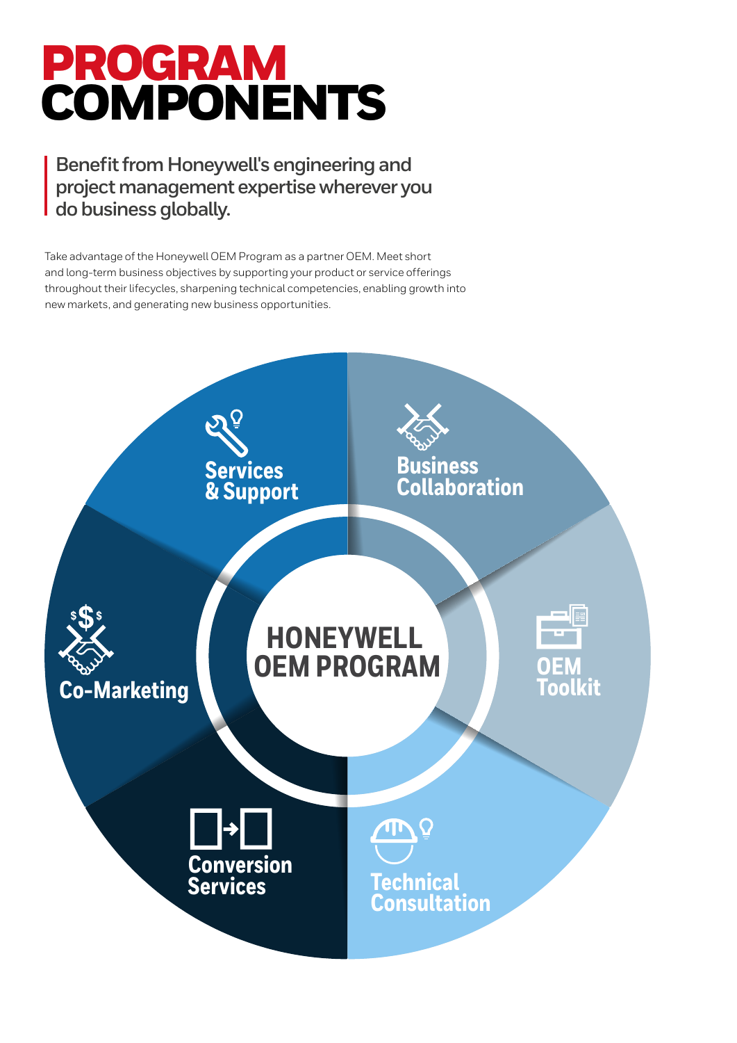# PROGRAM COMPONENTS

**Benefit from Honeywell's engineering and project management expertise wherever you do business globally.**

Take advantage of the Honeywell OEM Program as a partner OEM. Meet short and long-term business objectives by supporting your product or service offerings throughout their lifecycles, sharpening technical competencies, enabling growth into new markets, and generating new business opportunities.

**HONEYWELL OEM PROGRAM**

- Services & Support
- Business Collaboration
- OEM Toolkit
- Technical Consultation
- Conversion Services
- Co-Marketing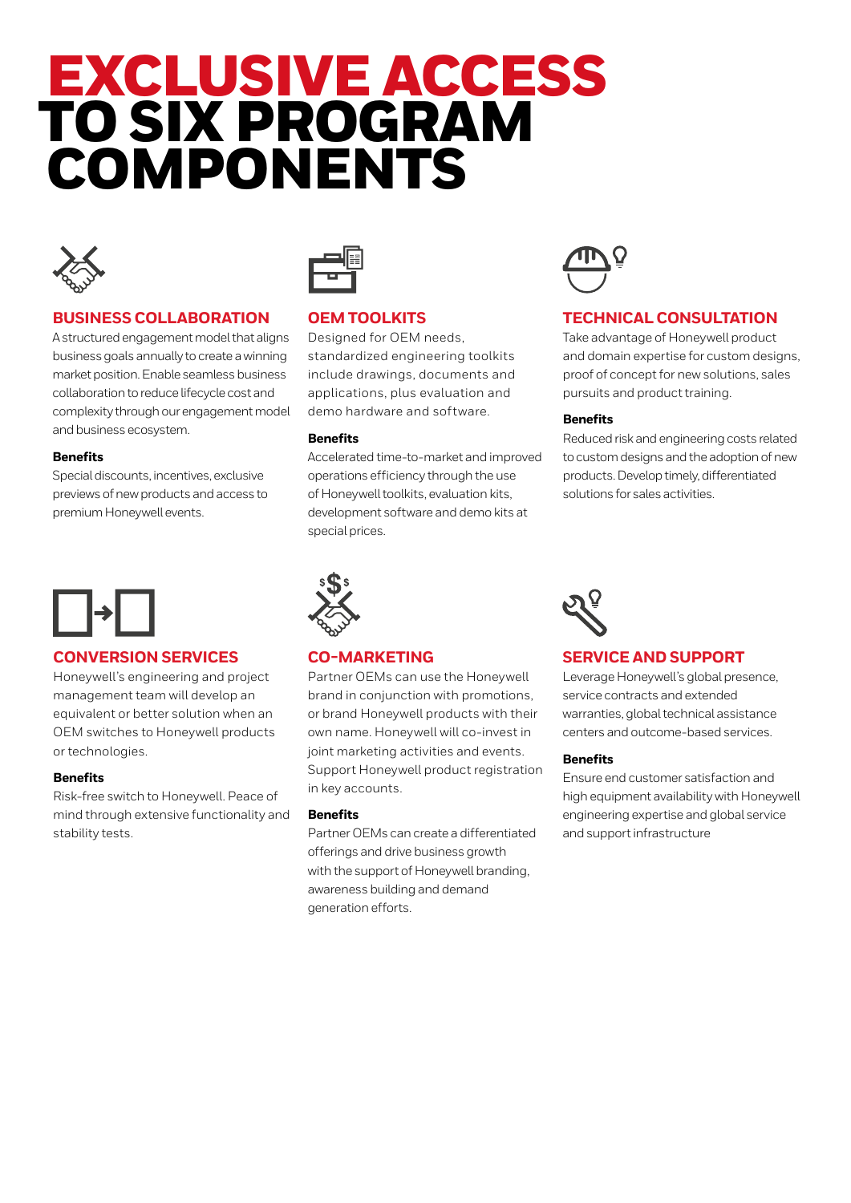# EXCLUSIVE ACCESS TO SIX PROGRAM COMPONENTS

## BUSINESS COLLABORATION

A structured engagement model that aligns business goals annually to create a winning market position. Enable seamless business collaboration to reduce lifecycle cost and complexity through our engagement model and business ecosystem.

**Benefits**

Special discounts, incentives, exclusive previews of new products and access to premium Honeywell events.

## OEM TOOLKITS

Designed for OEM needs, standardized engineering toolkits include drawings, documents and applications, plus evaluation and demo hardware and software.

**Benefits**

Accelerated time-to-market and improved operations efficiency through the use of Honeywell toolkits, evaluation kits, development software and demo kits at special prices.

## TECHNICAL CONSULTATION

Take advantage of Honeywell product and domain expertise for custom designs, proof of concept for new solutions, sales pursuits and product training.

**Benefits**

Reduced risk and engineering costs related to custom designs and the adoption of new products. Develop timely, differentiated solutions for sales activities.

## CONVERSION SERVICES

Honeywell's engineering and project management team will develop an equivalent or better solution when an OEM switches to Honeywell products or technologies.

**Benefits**

Risk-free switch to Honeywell. Peace of mind through extensive functionality and stability tests.

## CO-MARKETING

Partner OEMs can use the Honeywell brand in conjunction with promotions, or brand Honeywell products with their own name. Honeywell will co-invest in joint marketing activities and events. Support Honeywell product registration in key accounts.

**Benefits**

Partner OEMs can create a differentiated offerings and drive business growth with the support of Honeywell branding, awareness building and demand generation efforts.

## SERVICE AND SUPPORT

Leverage Honeywell's global presence, service contracts and extended warranties, global technical assistance centers and outcome-based services.

**Benefits**

Ensure end customer satisfaction and high equipment availability with Honeywell engineering expertise and global service and support infrastructure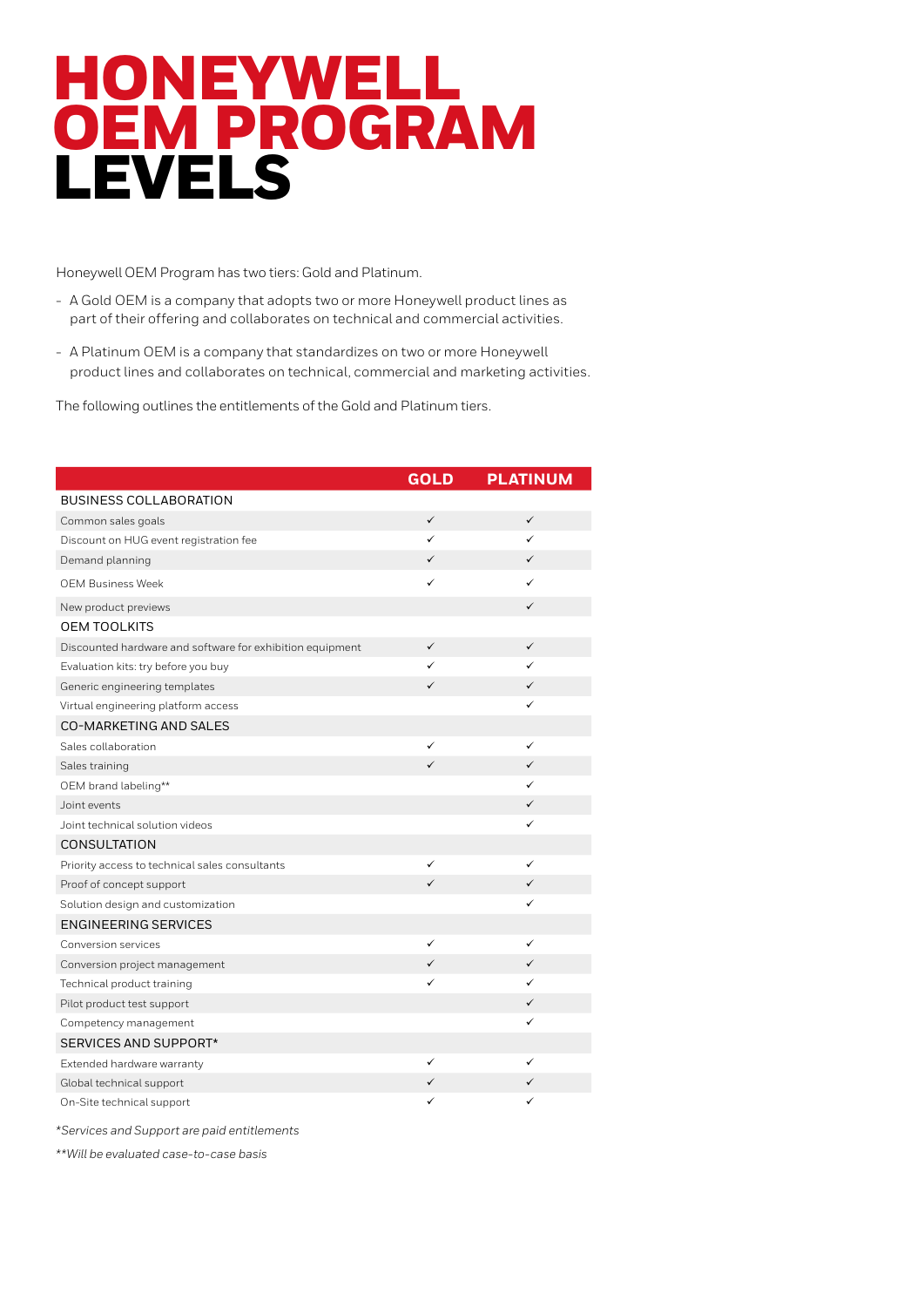# HONEYWELL OEM PROGRAM LEVELS

Honeywell OEM Program has two tiers: Gold and Platinum.

- A Gold OEM is a company that adopts two or more Honeywell product lines as part of their offering and collaborates on technical and commercial activities.
- A Platinum OEM is a company that standardizes on two or more Honeywell product lines and collaborates on technical, commercial and marketing activities.

The following outlines the entitlements of the Gold and Platinum tiers.

| | GOLD | PLATINUM |
|---|---|---|
| **BUSINESS COLLABORATION** | | |
| Common sales goals | ✓ | ✓ |
| Discount on HUG event registration fee | ✓ | ✓ |
| Demand planning | ✓ | ✓ |
| OEM Business Week | ✓ | ✓ |
| New product previews | | ✓ |
| **OEM TOOLKITS** | | |
| Discounted hardware and software for exhibition equipment | ✓ | ✓ |
| Evaluation kits: try before you buy | ✓ | ✓ |
| Generic engineering templates | ✓ | ✓ |
| Virtual engineering platform access | | ✓ |
| **CO-MARKETING AND SALES** | | |
| Sales collaboration | ✓ | ✓ |
| Sales training | ✓ | ✓ |
| OEM brand labeling** | | ✓ |
| Joint events | | ✓ |
| Joint technical solution videos | | ✓ |
| **CONSULTATION** | | |
| Priority access to technical sales consultants | ✓ | ✓ |
| Proof of concept support | ✓ | ✓ |
| Solution design and customization | | ✓ |
| **ENGINEERING SERVICES** | | |
| Conversion services | ✓ | ✓ |
| Conversion project management | ✓ | ✓ |
| Technical product training | ✓ | ✓ |
| Pilot product test support | | ✓ |
| Competency management | | ✓ |
| **SERVICES AND SUPPORT*** | | |
| Extended hardware warranty | ✓ | ✓ |
| Global technical support | ✓ | ✓ |
| On-Site technical support | ✓ | ✓ |

*\*Services and Support are paid entitlements*

*\*\*Will be evaluated case-to-case basis*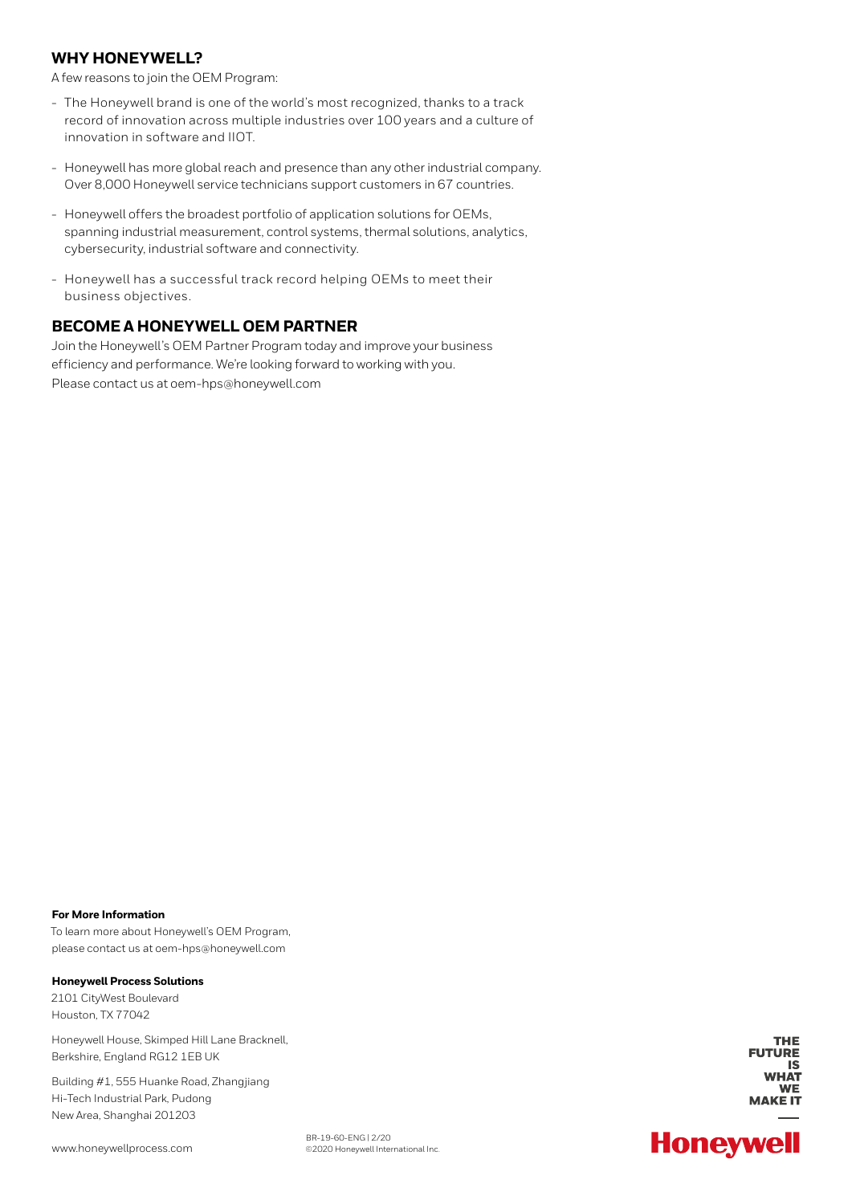## WHY HONEYWELL?

A few reasons to join the OEM Program:

- The Honeywell brand is one of the world's most recognized, thanks to a track record of innovation across multiple industries over 100 years and a culture of innovation in software and IIOT.
- Honeywell has more global reach and presence than any other industrial company. Over 8,000 Honeywell service technicians support customers in 67 countries.
- Honeywell offers the broadest portfolio of application solutions for OEMs, spanning industrial measurement, control systems, thermal solutions, analytics, cybersecurity, industrial software and connectivity.
- Honeywell has a successful track record helping OEMs to meet their business objectives.

## BECOME A HONEYWELL OEM PARTNER

Join the Honeywell's OEM Partner Program today and improve your business efficiency and performance. We're looking forward to working with you. Please contact us at oem-hps@honeywell.com

**For More Information**

To learn more about Honeywell's OEM Program, please contact us at oem-hps@honeywell.com

**Honeywell Process Solutions**

2101 CityWest Boulevard
Houston, TX 77042

Honeywell House, Skimped Hill Lane Bracknell,
Berkshire, England RG12 1EB UK

Building #1, 555 Huanke Road, Zhangjiang
Hi-Tech Industrial Park, Pudong
New Area, Shanghai 201203

www.honeywellprocess.com

BR-19-60-ENG | 2/20
©2020 Honeywell International Inc.

THE FUTURE IS WHAT WE MAKE IT

Honeywell